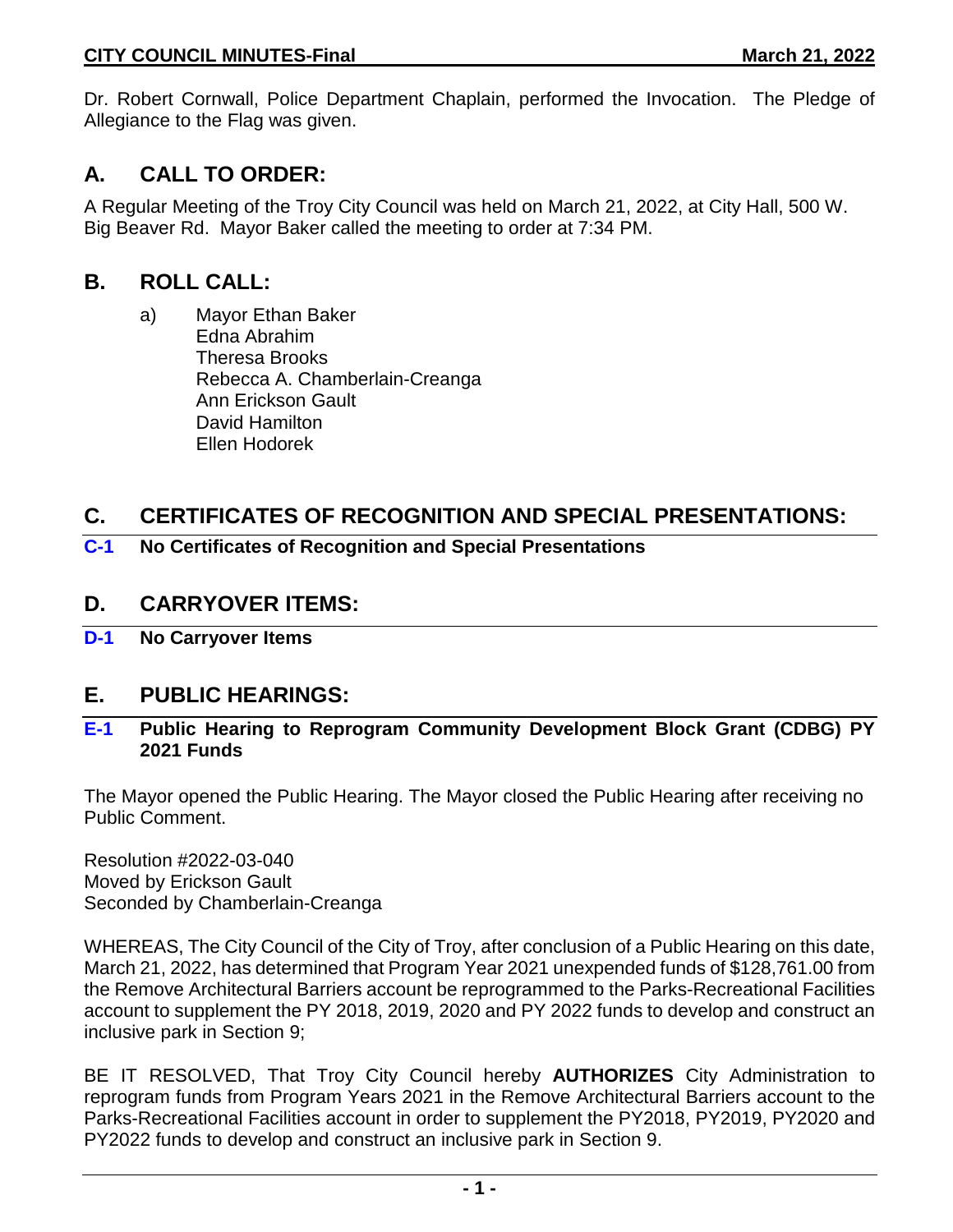Dr. Robert Cornwall, Police Department Chaplain, performed the Invocation. The Pledge of Allegiance to the Flag was given.

## A. CALL TO ORDER:

A Regular Meeting of the Troy City Council was held on March 21, 2022, at City Hall, 500 W. Big Beaver Rd. Mayor Baker called the meeting to order at 7:34 PM.

## B. ROLL CALL:

a) Mayor Ethan Baker
Edna Abrahim
Theresa Brooks
Rebecca A. Chamberlain-Creanga
Ann Erickson Gault
David Hamilton
Ellen Hodorek

## C. CERTIFICATES OF RECOGNITION AND SPECIAL PRESENTATIONS:

### C-1 No Certificates of Recognition and Special Presentations

## D. CARRYOVER ITEMS:

### D-1 No Carryover Items

## E. PUBLIC HEARINGS:

### E-1 Public Hearing to Reprogram Community Development Block Grant (CDBG) PY 2021 Funds

The Mayor opened the Public Hearing. The Mayor closed the Public Hearing after receiving no Public Comment.

Resolution #2022-03-040
Moved by Erickson Gault
Seconded by Chamberlain-Creanga

WHEREAS, The City Council of the City of Troy, after conclusion of a Public Hearing on this date, March 21, 2022, has determined that Program Year 2021 unexpended funds of $128,761.00 from the Remove Architectural Barriers account be reprogrammed to the Parks-Recreational Facilities account to supplement the PY 2018, 2019, 2020 and PY 2022 funds to develop and construct an inclusive park in Section 9;

BE IT RESOLVED, That Troy City Council hereby **AUTHORIZES** City Administration to reprogram funds from Program Years 2021 in the Remove Architectural Barriers account to the Parks-Recreational Facilities account in order to supplement the PY2018, PY2019, PY2020 and PY2022 funds to develop and construct an inclusive park in Section 9.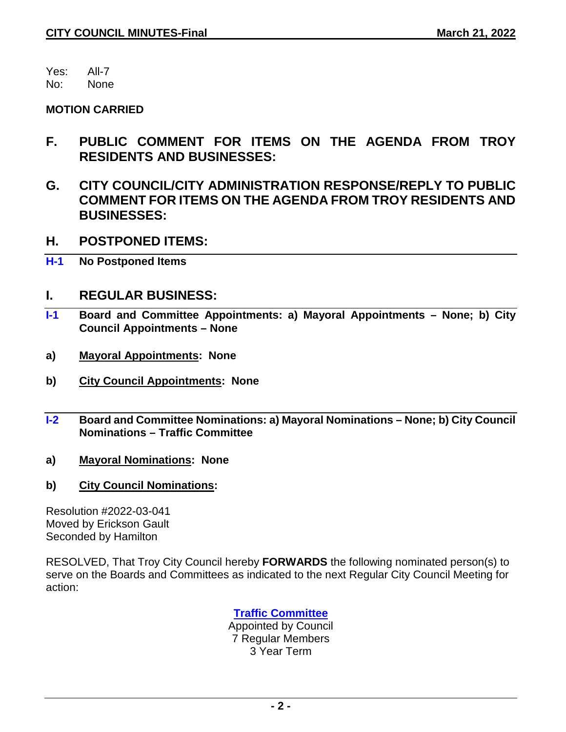Yes: All-7
No: None

**MOTION CARRIED**

## F. PUBLIC COMMENT FOR ITEMS ON THE AGENDA FROM TROY RESIDENTS AND BUSINESSES:

## G. CITY COUNCIL/CITY ADMINISTRATION RESPONSE/REPLY TO PUBLIC COMMENT FOR ITEMS ON THE AGENDA FROM TROY RESIDENTS AND BUSINESSES:

## H. POSTPONED ITEMS:

**H-1 No Postponed Items**

## I. REGULAR BUSINESS:

**I-1 Board and Committee Appointments: a) Mayoral Appointments – None; b) City Council Appointments – None**

**a) Mayoral Appointments: None**

**b) City Council Appointments: None**

**I-2 Board and Committee Nominations: a) Mayoral Nominations – None; b) City Council Nominations – Traffic Committee**

**a) Mayoral Nominations: None**

**b) City Council Nominations:**

Resolution #2022-03-041
Moved by Erickson Gault
Seconded by Hamilton

RESOLVED, That Troy City Council hereby **FORWARDS** the following nominated person(s) to serve on the Boards and Committees as indicated to the next Regular City Council Meeting for action:

**Traffic Committee**
Appointed by Council
7 Regular Members
3 Year Term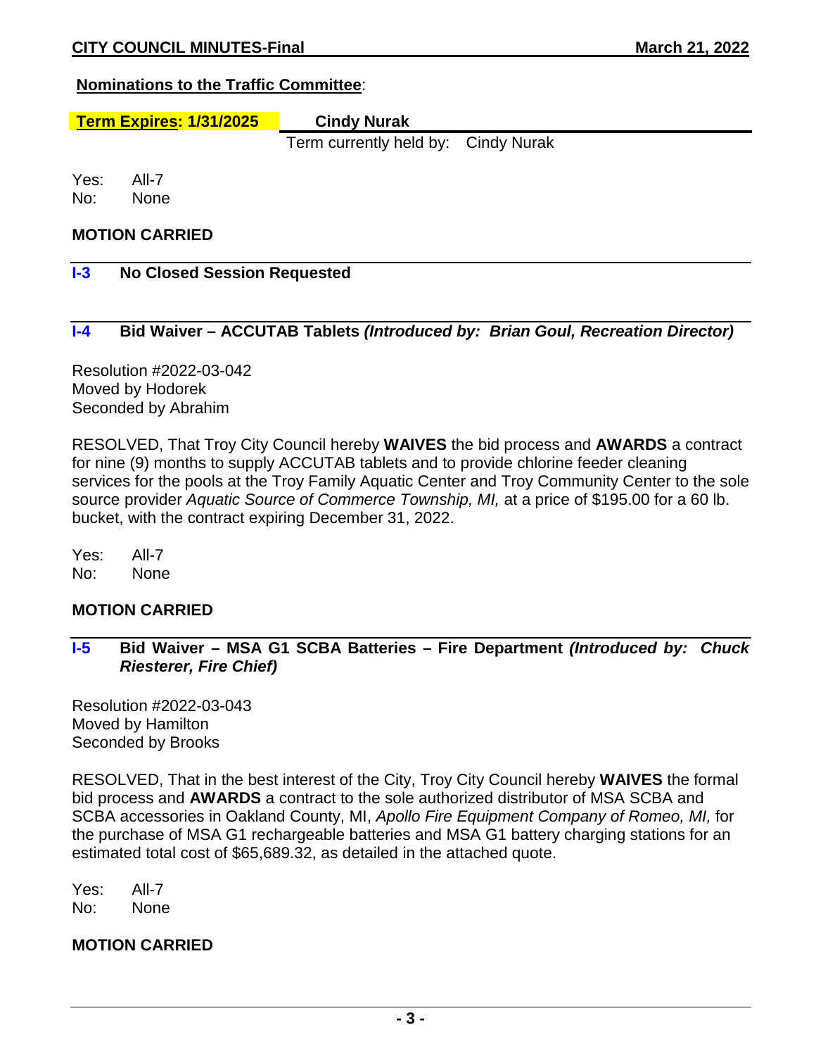**Nominations to the Traffic Committee**:

| **Term Expires: 1/31/2025** | **Cindy Nurak** |
| --- | --- |
| | Term currently held by: Cindy Nurak |

Yes: All-7
No: None

**MOTION CARRIED**

## I-3 No Closed Session Requested

## I-4 Bid Waiver – ACCUTAB Tablets *(Introduced by: Brian Goul, Recreation Director)*

Resolution #2022-03-042
Moved by Hodorek
Seconded by Abrahim

RESOLVED, That Troy City Council hereby **WAIVES** the bid process and **AWARDS** a contract for nine (9) months to supply ACCUTAB tablets and to provide chlorine feeder cleaning services for the pools at the Troy Family Aquatic Center and Troy Community Center to the sole source provider *Aquatic Source of Commerce Township, MI,* at a price of $195.00 for a 60 lb. bucket, with the contract expiring December 31, 2022.

Yes: All-7
No: None

**MOTION CARRIED**

## I-5 Bid Waiver – MSA G1 SCBA Batteries – Fire Department *(Introduced by: Chuck Riesterer, Fire Chief)*

Resolution #2022-03-043
Moved by Hamilton
Seconded by Brooks

RESOLVED, That in the best interest of the City, Troy City Council hereby **WAIVES** the formal bid process and **AWARDS** a contract to the sole authorized distributor of MSA SCBA and SCBA accessories in Oakland County, MI, *Apollo Fire Equipment Company of Romeo, MI,* for the purchase of MSA G1 rechargeable batteries and MSA G1 battery charging stations for an estimated total cost of $65,689.32, as detailed in the attached quote.

Yes: All-7
No: None

**MOTION CARRIED**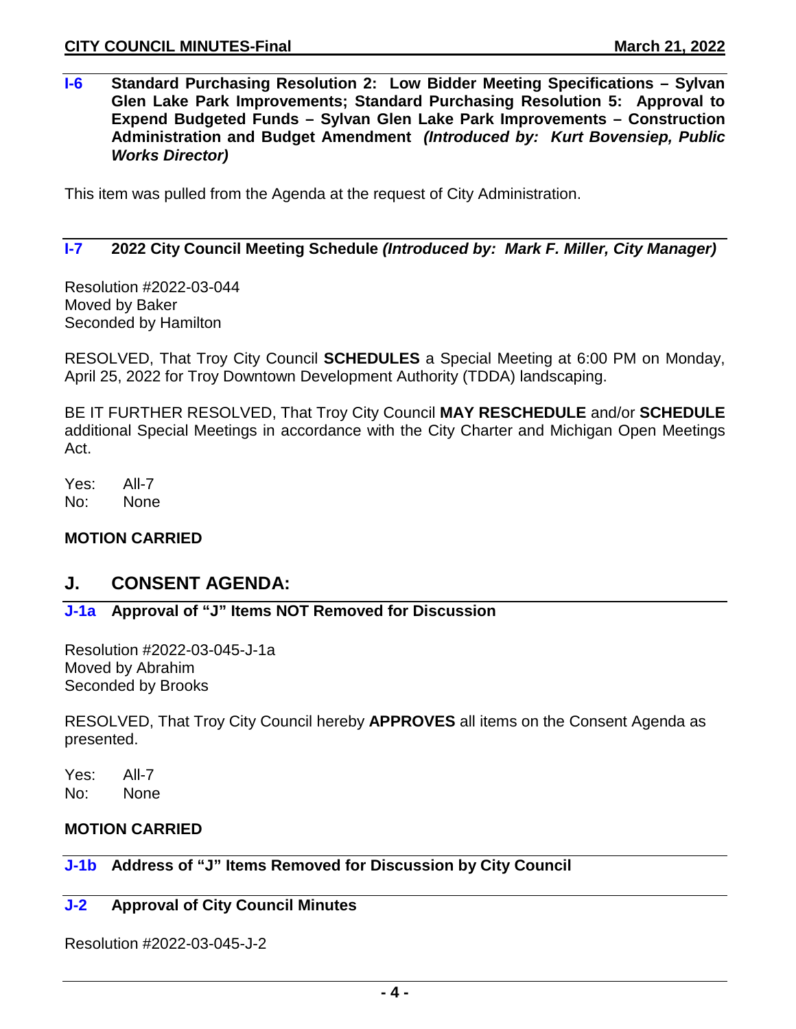### I-6 Standard Purchasing Resolution 2: Low Bidder Meeting Specifications – Sylvan Glen Lake Park Improvements; Standard Purchasing Resolution 5: Approval to Expend Budgeted Funds – Sylvan Glen Lake Park Improvements – Construction Administration and Budget Amendment *(Introduced by: Kurt Bovensiep, Public Works Director)*

This item was pulled from the Agenda at the request of City Administration.

### I-7 2022 City Council Meeting Schedule *(Introduced by: Mark F. Miller, City Manager)*

Resolution #2022-03-044
Moved by Baker
Seconded by Hamilton

RESOLVED, That Troy City Council **SCHEDULES** a Special Meeting at 6:00 PM on Monday, April 25, 2022 for Troy Downtown Development Authority (TDDA) landscaping.

BE IT FURTHER RESOLVED, That Troy City Council **MAY RESCHEDULE** and/or **SCHEDULE** additional Special Meetings in accordance with the City Charter and Michigan Open Meetings Act.

Yes: All-7
No: None

**MOTION CARRIED**

## J. CONSENT AGENDA:

### J-1a Approval of "J" Items NOT Removed for Discussion

Resolution #2022-03-045-J-1a
Moved by Abrahim
Seconded by Brooks

RESOLVED, That Troy City Council hereby **APPROVES** all items on the Consent Agenda as presented.

Yes: All-7
No: None

**MOTION CARRIED**

### J-1b Address of "J" Items Removed for Discussion by City Council

### J-2 Approval of City Council Minutes

Resolution #2022-03-045-J-2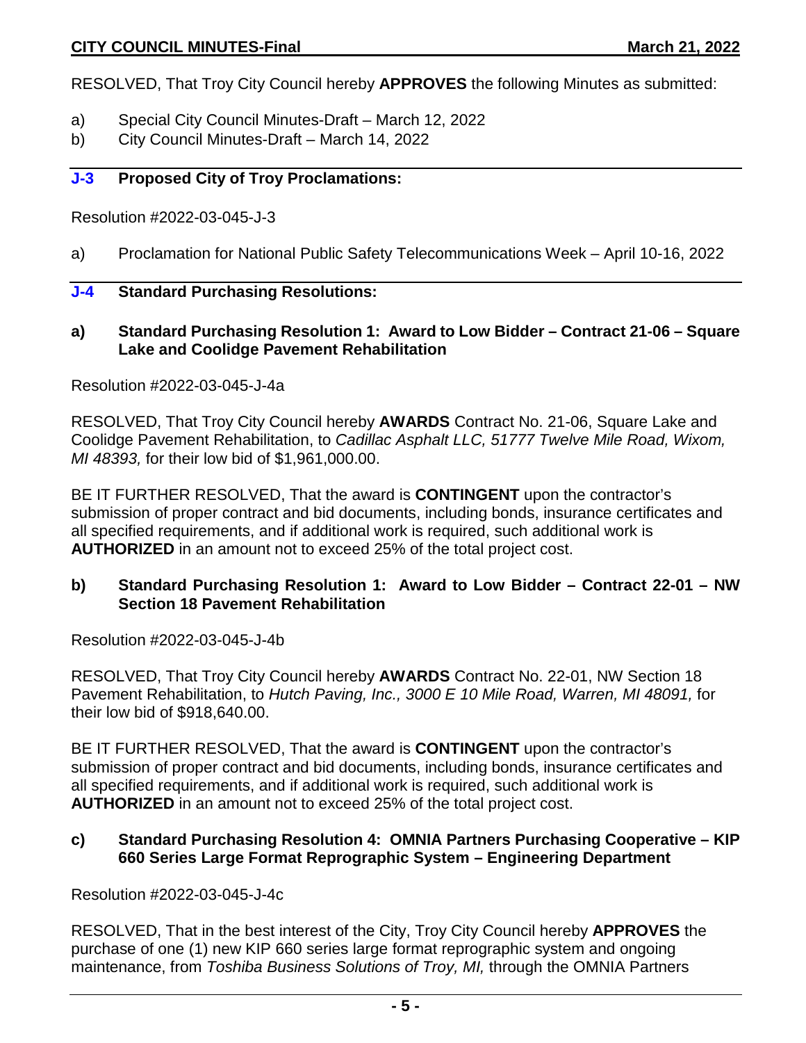RESOLVED, That Troy City Council hereby **APPROVES** the following Minutes as submitted:

a) Special City Council Minutes-Draft – March 12, 2022
b) City Council Minutes-Draft – March 14, 2022

### J-3 Proposed City of Troy Proclamations:

Resolution #2022-03-045-J-3

a) Proclamation for National Public Safety Telecommunications Week – April 10-16, 2022

### J-4 Standard Purchasing Resolutions:

**a) Standard Purchasing Resolution 1: Award to Low Bidder – Contract 21-06 – Square Lake and Coolidge Pavement Rehabilitation**

Resolution #2022-03-045-J-4a

RESOLVED, That Troy City Council hereby **AWARDS** Contract No. 21-06, Square Lake and Coolidge Pavement Rehabilitation, to *Cadillac Asphalt LLC, 51777 Twelve Mile Road, Wixom, MI 48393,* for their low bid of $1,961,000.00.

BE IT FURTHER RESOLVED, That the award is **CONTINGENT** upon the contractor's submission of proper contract and bid documents, including bonds, insurance certificates and all specified requirements, and if additional work is required, such additional work is **AUTHORIZED** in an amount not to exceed 25% of the total project cost.

**b) Standard Purchasing Resolution 1: Award to Low Bidder – Contract 22-01 – NW Section 18 Pavement Rehabilitation**

Resolution #2022-03-045-J-4b

RESOLVED, That Troy City Council hereby **AWARDS** Contract No. 22-01, NW Section 18 Pavement Rehabilitation, to *Hutch Paving, Inc., 3000 E 10 Mile Road, Warren, MI 48091,* for their low bid of $918,640.00.

BE IT FURTHER RESOLVED, That the award is **CONTINGENT** upon the contractor's submission of proper contract and bid documents, including bonds, insurance certificates and all specified requirements, and if additional work is required, such additional work is **AUTHORIZED** in an amount not to exceed 25% of the total project cost.

**c) Standard Purchasing Resolution 4: OMNIA Partners Purchasing Cooperative – KIP 660 Series Large Format Reprographic System – Engineering Department**

Resolution #2022-03-045-J-4c

RESOLVED, That in the best interest of the City, Troy City Council hereby **APPROVES** the purchase of one (1) new KIP 660 series large format reprographic system and ongoing maintenance, from *Toshiba Business Solutions of Troy, MI,* through the OMNIA Partners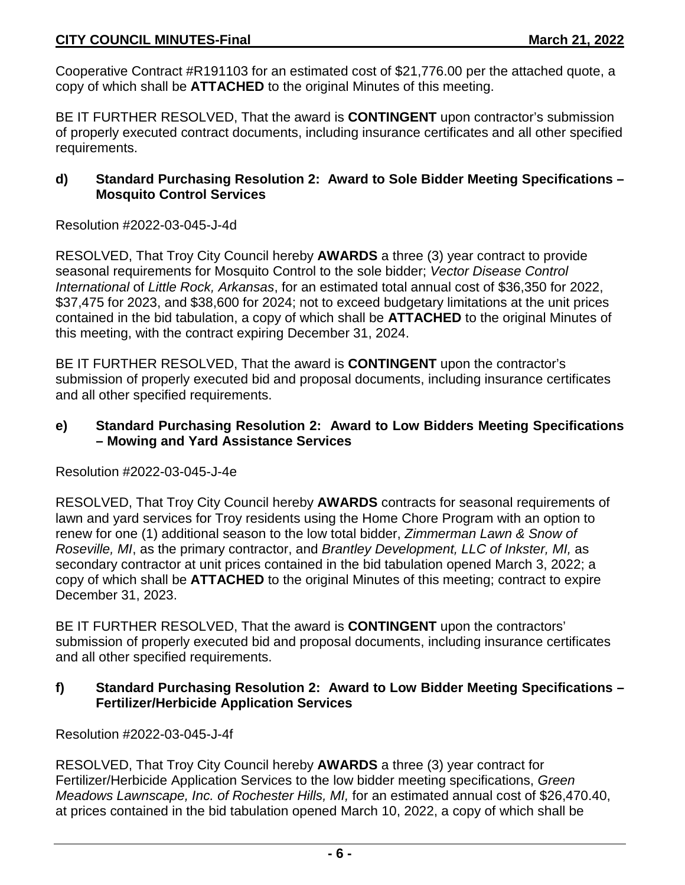Cooperative Contract #R191103 for an estimated cost of $21,776.00 per the attached quote, a copy of which shall be **ATTACHED** to the original Minutes of this meeting.

BE IT FURTHER RESOLVED, That the award is **CONTINGENT** upon contractor's submission of properly executed contract documents, including insurance certificates and all other specified requirements.

#### d) Standard Purchasing Resolution 2: Award to Sole Bidder Meeting Specifications – Mosquito Control Services

Resolution #2022-03-045-J-4d

RESOLVED, That Troy City Council hereby **AWARDS** a three (3) year contract to provide seasonal requirements for Mosquito Control to the sole bidder; *Vector Disease Control International* of *Little Rock, Arkansas*, for an estimated total annual cost of $36,350 for 2022, $37,475 for 2023, and $38,600 for 2024; not to exceed budgetary limitations at the unit prices contained in the bid tabulation, a copy of which shall be **ATTACHED** to the original Minutes of this meeting, with the contract expiring December 31, 2024.

BE IT FURTHER RESOLVED, That the award is **CONTINGENT** upon the contractor's submission of properly executed bid and proposal documents, including insurance certificates and all other specified requirements.

#### e) Standard Purchasing Resolution 2: Award to Low Bidders Meeting Specifications – Mowing and Yard Assistance Services

Resolution #2022-03-045-J-4e

RESOLVED, That Troy City Council hereby **AWARDS** contracts for seasonal requirements of lawn and yard services for Troy residents using the Home Chore Program with an option to renew for one (1) additional season to the low total bidder, *Zimmerman Lawn & Snow of Roseville, MI*, as the primary contractor, and *Brantley Development, LLC of Inkster, MI,* as secondary contractor at unit prices contained in the bid tabulation opened March 3, 2022; a copy of which shall be **ATTACHED** to the original Minutes of this meeting; contract to expire December 31, 2023.

BE IT FURTHER RESOLVED, That the award is **CONTINGENT** upon the contractors' submission of properly executed bid and proposal documents, including insurance certificates and all other specified requirements.

#### f) Standard Purchasing Resolution 2: Award to Low Bidder Meeting Specifications – Fertilizer/Herbicide Application Services

Resolution #2022-03-045-J-4f

RESOLVED, That Troy City Council hereby **AWARDS** a three (3) year contract for Fertilizer/Herbicide Application Services to the low bidder meeting specifications, *Green Meadows Lawnscape, Inc. of Rochester Hills, MI,* for an estimated annual cost of $26,470.40, at prices contained in the bid tabulation opened March 10, 2022, a copy of which shall be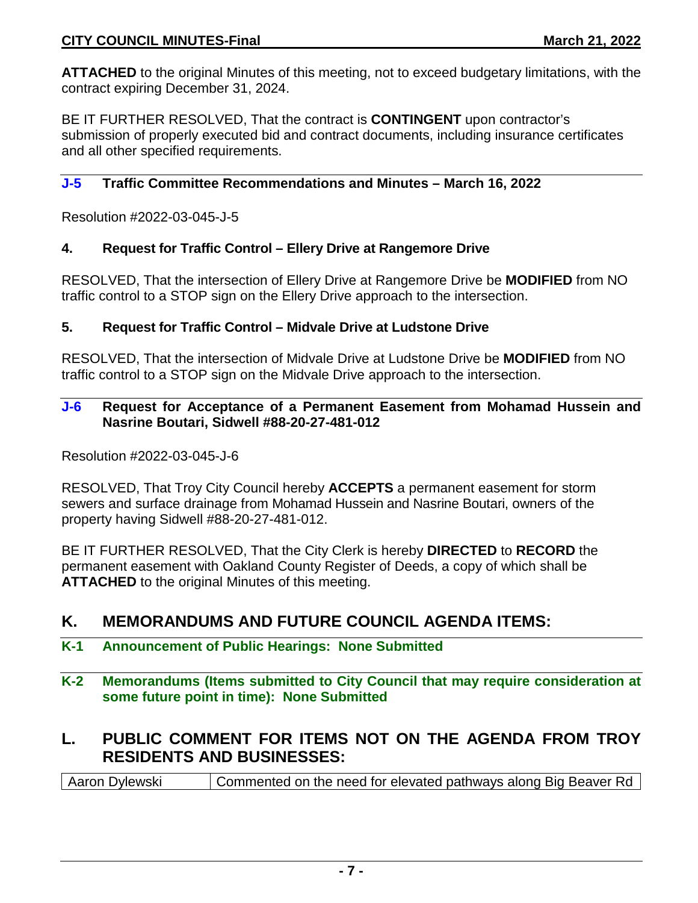**ATTACHED** to the original Minutes of this meeting, not to exceed budgetary limitations, with the contract expiring December 31, 2024.

BE IT FURTHER RESOLVED, That the contract is **CONTINGENT** upon contractor's submission of properly executed bid and contract documents, including insurance certificates and all other specified requirements.

### J-5 Traffic Committee Recommendations and Minutes – March 16, 2022

Resolution #2022-03-045-J-5

**4. Request for Traffic Control – Ellery Drive at Rangemore Drive**

RESOLVED, That the intersection of Ellery Drive at Rangemore Drive be **MODIFIED** from NO traffic control to a STOP sign on the Ellery Drive approach to the intersection.

**5. Request for Traffic Control – Midvale Drive at Ludstone Drive**

RESOLVED, That the intersection of Midvale Drive at Ludstone Drive be **MODIFIED** from NO traffic control to a STOP sign on the Midvale Drive approach to the intersection.

### J-6 Request for Acceptance of a Permanent Easement from Mohamad Hussein and Nasrine Boutari, Sidwell #88-20-27-481-012

Resolution #2022-03-045-J-6

RESOLVED, That Troy City Council hereby **ACCEPTS** a permanent easement for storm sewers and surface drainage from Mohamad Hussein and Nasrine Boutari, owners of the property having Sidwell #88-20-27-481-012.

BE IT FURTHER RESOLVED, That the City Clerk is hereby **DIRECTED** to **RECORD** the permanent easement with Oakland County Register of Deeds, a copy of which shall be **ATTACHED** to the original Minutes of this meeting.

## K. MEMORANDUMS AND FUTURE COUNCIL AGENDA ITEMS:

### K-1 Announcement of Public Hearings: None Submitted

### K-2 Memorandums (Items submitted to City Council that may require consideration at some future point in time): None Submitted

## L. PUBLIC COMMENT FOR ITEMS NOT ON THE AGENDA FROM TROY RESIDENTS AND BUSINESSES:

| | |
|---|---|
| Aaron Dylewski | Commented on the need for elevated pathways along Big Beaver Rd |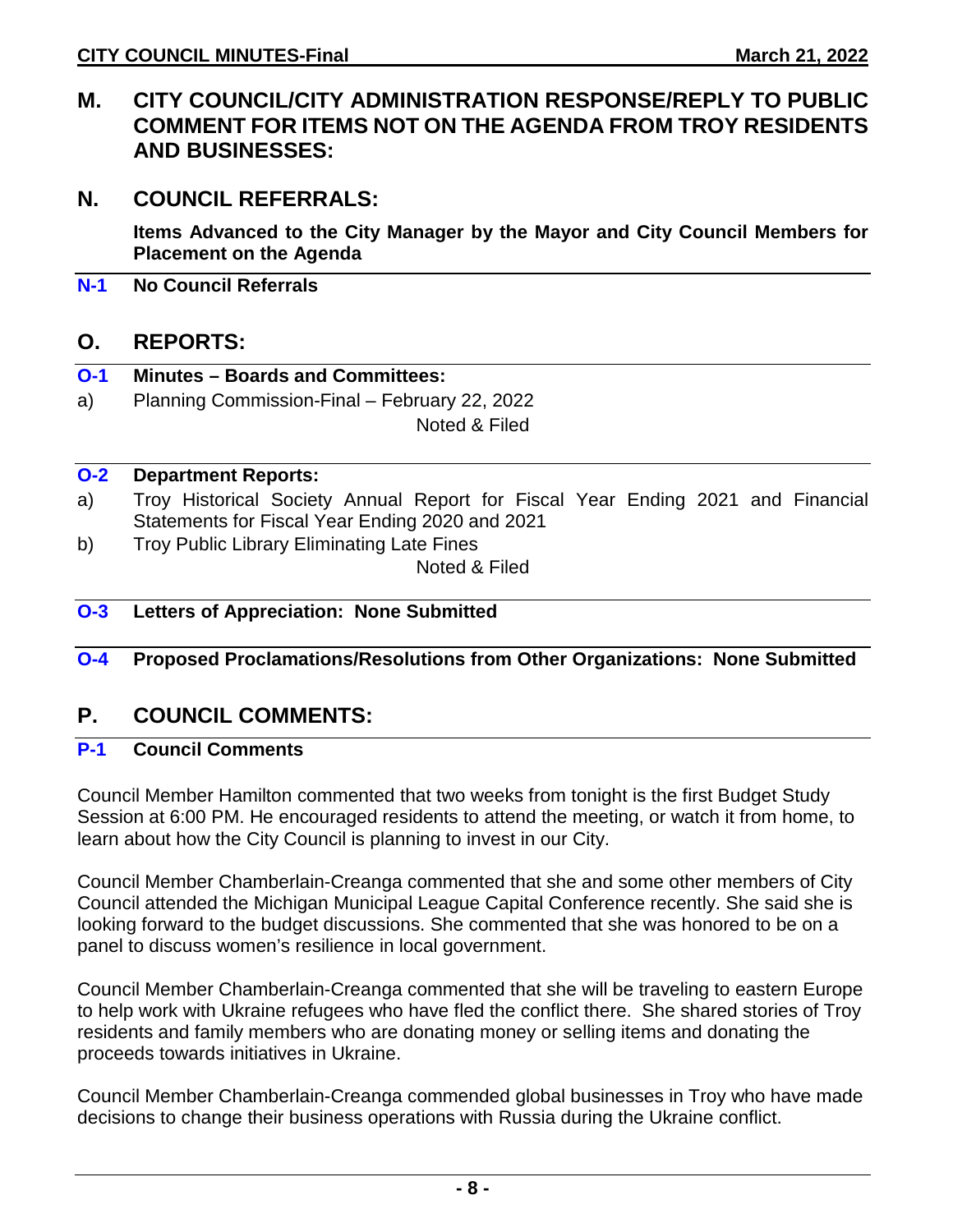## M. CITY COUNCIL/CITY ADMINISTRATION RESPONSE/REPLY TO PUBLIC COMMENT FOR ITEMS NOT ON THE AGENDA FROM TROY RESIDENTS AND BUSINESSES:

## N. COUNCIL REFERRALS:

**Items Advanced to the City Manager by the Mayor and City Council Members for Placement on the Agenda**

**N-1 No Council Referrals**

## O. REPORTS:

**O-1 Minutes – Boards and Committees:**

a) Planning Commission-Final – February 22, 2022

Noted & Filed

**O-2 Department Reports:**

a) Troy Historical Society Annual Report for Fiscal Year Ending 2021 and Financial Statements for Fiscal Year Ending 2020 and 2021

b) Troy Public Library Eliminating Late Fines

Noted & Filed

**O-3 Letters of Appreciation: None Submitted**

**O-4 Proposed Proclamations/Resolutions from Other Organizations: None Submitted**

## P. COUNCIL COMMENTS:

**P-1 Council Comments**

Council Member Hamilton commented that two weeks from tonight is the first Budget Study Session at 6:00 PM. He encouraged residents to attend the meeting, or watch it from home, to learn about how the City Council is planning to invest in our City.

Council Member Chamberlain-Creanga commented that she and some other members of City Council attended the Michigan Municipal League Capital Conference recently. She said she is looking forward to the budget discussions. She commented that she was honored to be on a panel to discuss women's resilience in local government.

Council Member Chamberlain-Creanga commented that she will be traveling to eastern Europe to help work with Ukraine refugees who have fled the conflict there. She shared stories of Troy residents and family members who are donating money or selling items and donating the proceeds towards initiatives in Ukraine.

Council Member Chamberlain-Creanga commended global businesses in Troy who have made decisions to change their business operations with Russia during the Ukraine conflict.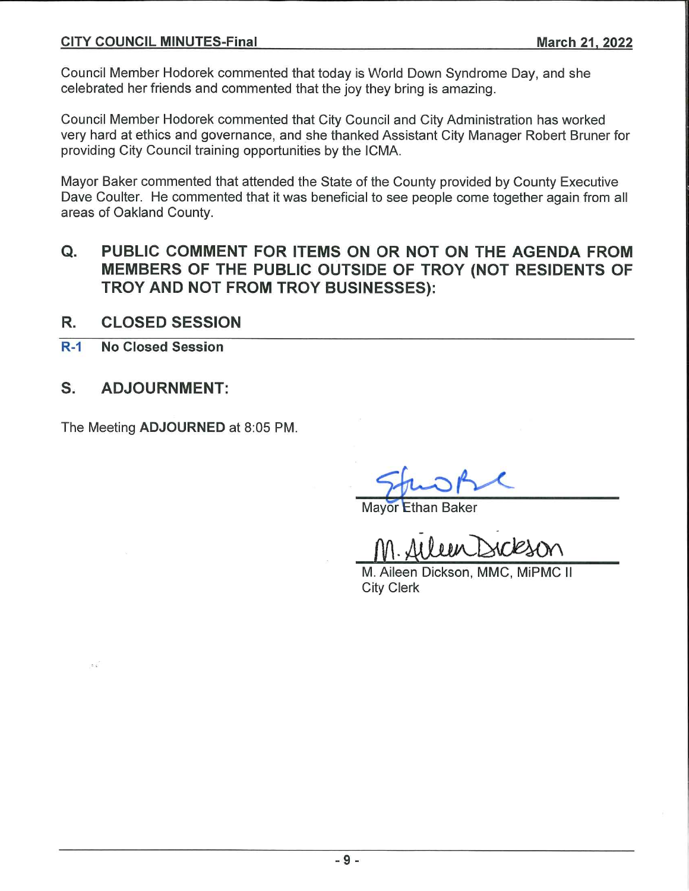Council Member Hodorek commented that today is World Down Syndrome Day, and she celebrated her friends and commented that the joy they bring is amazing.

Council Member Hodorek commented that City Council and City Administration has worked very hard at ethics and governance, and she thanked Assistant City Manager Robert Bruner for providing City Council training opportunities by the ICMA.

Mayor Baker commented that attended the State of the County provided by County Executive Dave Coulter. He commented that it was beneficial to see people come together again from all areas of Oakland County.

## Q. PUBLIC COMMENT FOR ITEMS ON OR NOT ON THE AGENDA FROM MEMBERS OF THE PUBLIC OUTSIDE OF TROY (NOT RESIDENTS OF TROY AND NOT FROM TROY BUSINESSES):

## R. CLOSED SESSION

**R-1 No Closed Session**

## S. ADJOURNMENT:

The Meeting **ADJOURNED** at 8:05 PM.

Mayor Ethan Baker

M. Aileen Dickson, MMC, MiPMC II
City Clerk